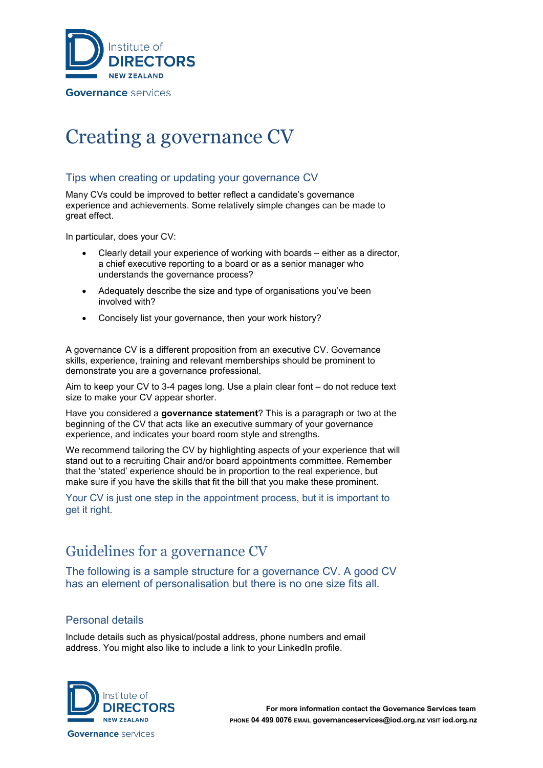Institute of **DIRECTORS** NEW ZEALAND

**Governance** services

# Creating a governance CV

## Tips when creating or updating your governance CV

Many CVs could be improved to better reflect a candidate's governance experience and achievements. Some relatively simple changes can be made to great effect.

In particular, does your CV:

- Clearly detail your experience of working with boards – either as a director, a chief executive reporting to a board or as a senior manager who understands the governance process?
- Adequately describe the size and type of organisations you've been involved with?
- Concisely list your governance, then your work history?

A governance CV is a different proposition from an executive CV. Governance skills, experience, training and relevant memberships should be prominent to demonstrate you are a governance professional.

Aim to keep your CV to 3-4 pages long. Use a plain clear font – do not reduce text size to make your CV appear shorter.

Have you considered a **governance statement**? This is a paragraph or two at the beginning of the CV that acts like an executive summary of your governance experience, and indicates your board room style and strengths.

We recommend tailoring the CV by highlighting aspects of your experience that will stand out to a recruiting Chair and/or board appointments committee. Remember that the 'stated' experience should be in proportion to the real experience, but make sure if you have the skills that fit the bill that you make these prominent.

Your CV is just one step in the appointment process, but it is important to get it right.

# Guidelines for a governance CV

The following is a sample structure for a governance CV. A good CV has an element of personalisation but there is no one size fits all.

## Personal details

Include details such as physical/postal address, phone numbers and email address. You might also like to include a link to your LinkedIn profile.

**For more information contact the Governance Services team**
PHONE **04 499 0076** EMAIL **governanceservices@iod.org.nz** VISIT **iod.org.nz**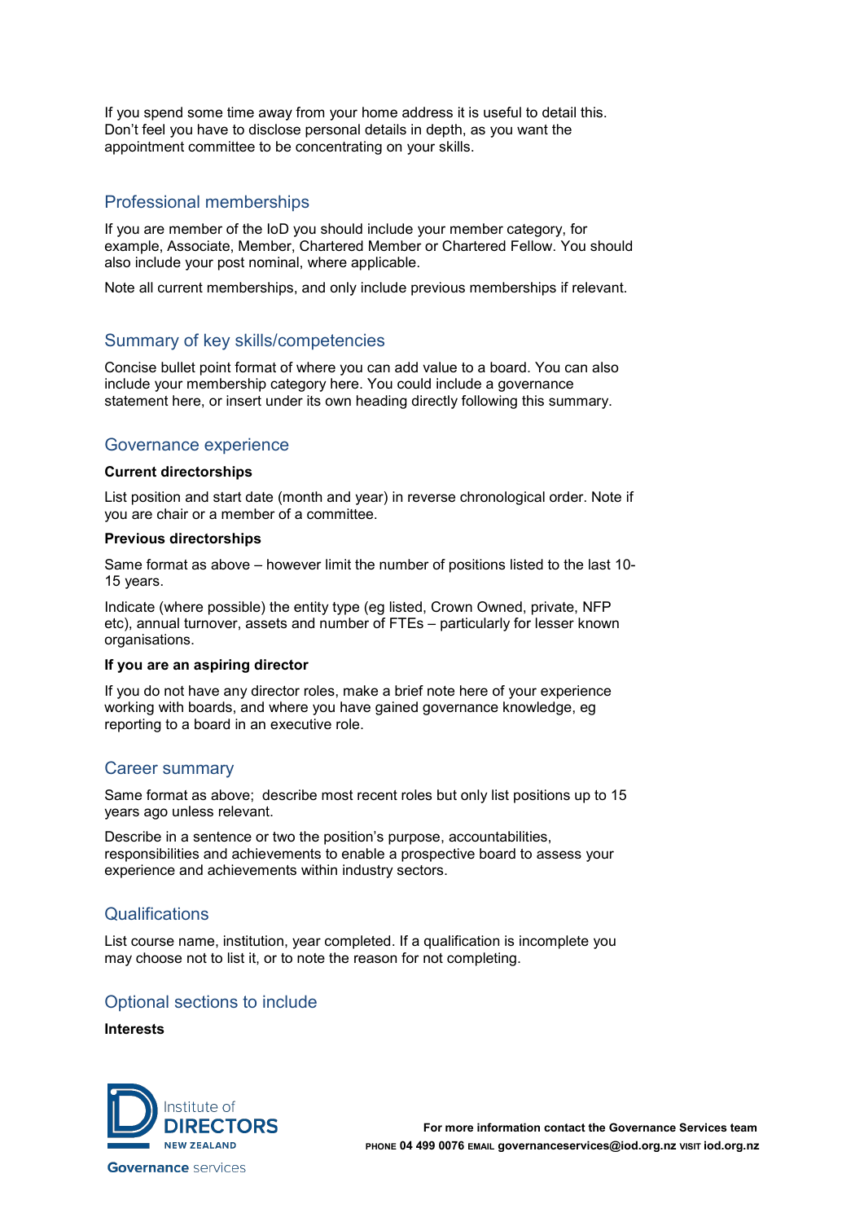If you spend some time away from your home address it is useful to detail this. Don't feel you have to disclose personal details in depth, as you want the appointment committee to be concentrating on your skills.

## Professional memberships

If you are member of the IoD you should include your member category, for example, Associate, Member, Chartered Member or Chartered Fellow. You should also include your post nominal, where applicable.

Note all current memberships, and only include previous memberships if relevant.

## Summary of key skills/competencies

Concise bullet point format of where you can add value to a board. You can also include your membership category here. You could include a governance statement here, or insert under its own heading directly following this summary.

## Governance experience

**Current directorships**

List position and start date (month and year) in reverse chronological order. Note if you are chair or a member of a committee.

**Previous directorships**

Same format as above – however limit the number of positions listed to the last 10-15 years.

Indicate (where possible) the entity type (eg listed, Crown Owned, private, NFP etc), annual turnover, assets and number of FTEs – particularly for lesser known organisations.

**If you are an aspiring director**

If you do not have any director roles, make a brief note here of your experience working with boards, and where you have gained governance knowledge, eg reporting to a board in an executive role.

## Career summary

Same format as above; describe most recent roles but only list positions up to 15 years ago unless relevant.

Describe in a sentence or two the position's purpose, accountabilities, responsibilities and achievements to enable a prospective board to assess your experience and achievements within industry sectors.

## Qualifications

List course name, institution, year completed. If a qualification is incomplete you may choose not to list it, or to note the reason for not completing.

## Optional sections to include

**Interests**

Institute of DIRECTORS NEW ZEALAND Governance services

**For more information contact the Governance Services team**
PHONE **04 499 0076** EMAIL **governanceservices@iod.org.nz** VISIT **iod.org.nz**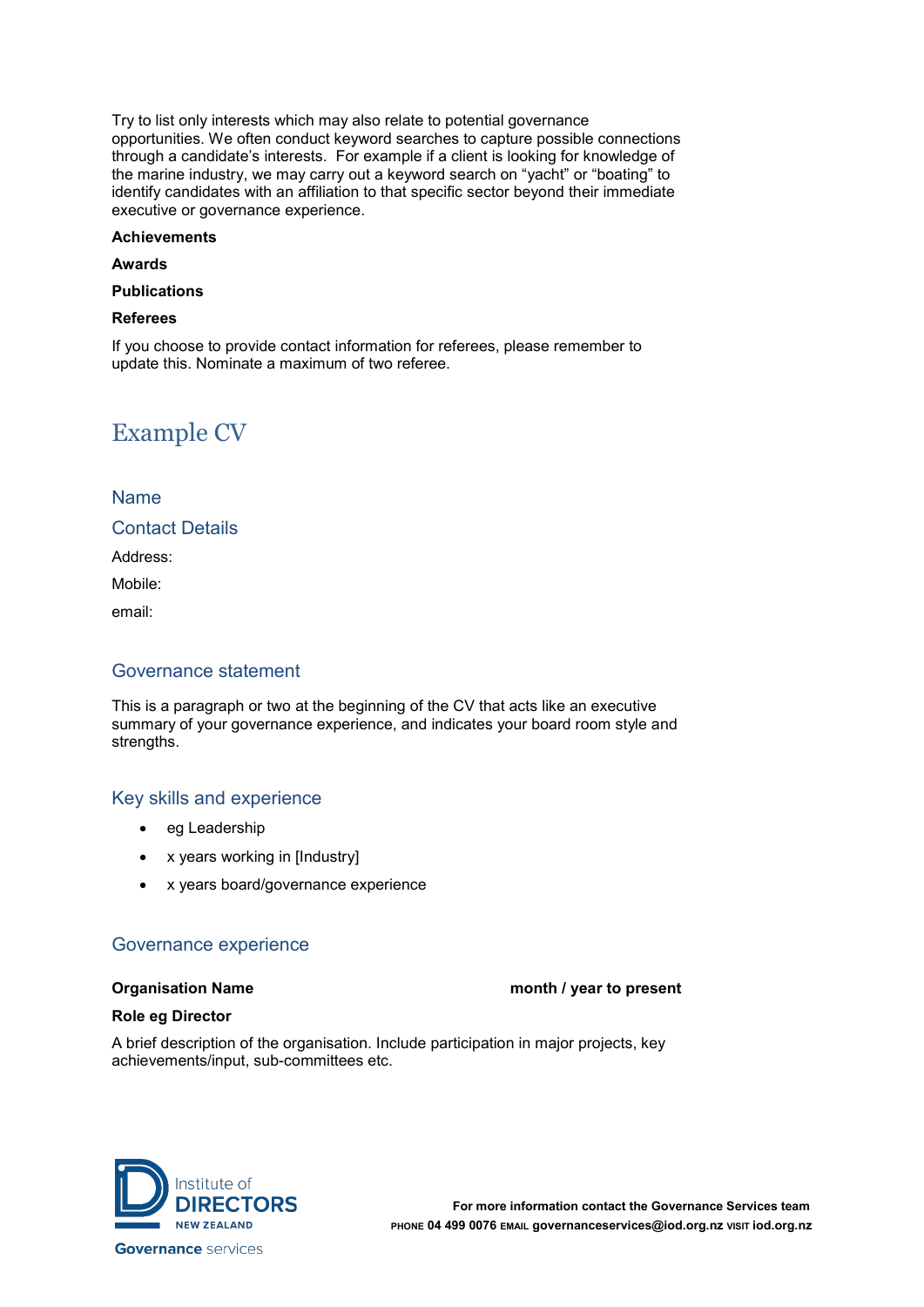Try to list only interests which may also relate to potential governance opportunities. We often conduct keyword searches to capture possible connections through a candidate's interests. For example if a client is looking for knowledge of the marine industry, we may carry out a keyword search on "yacht" or "boating" to identify candidates with an affiliation to that specific sector beyond their immediate executive or governance experience.

**Achievements**

**Awards**

**Publications**

**Referees**

If you choose to provide contact information for referees, please remember to update this. Nominate a maximum of two referee.

# Example CV

## Name

## Contact Details

Address:

Mobile:

email:

## Governance statement

This is a paragraph or two at the beginning of the CV that acts like an executive summary of your governance experience, and indicates your board room style and strengths.

## Key skills and experience

- eg Leadership
- x years working in [Industry]
- x years board/governance experience

## Governance experience

**Organisation Name** **month / year to present**

**Role eg Director**

A brief description of the organisation. Include participation in major projects, key achievements/input, sub-committees etc.

Institute of DIRECTORS NEW ZEALAND Governance services

For more information contact the Governance Services team
PHONE 04 499 0076 EMAIL governanceservices@iod.org.nz VISIT iod.org.nz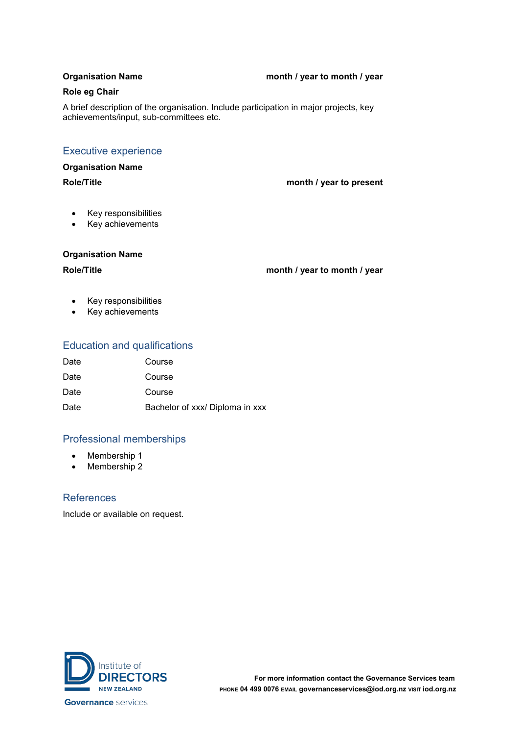**Organisation Name** **month / year to month / year**

**Role eg Chair**

A brief description of the organisation. Include participation in major projects, key achievements/input, sub-committees etc.

## Executive experience

**Organisation Name**

**Role/Title** **month / year to present**

- Key responsibilities
- Key achievements

**Organisation Name**

**Role/Title** **month / year to month / year**

- Key responsibilities
- Key achievements

## Education and qualifications

| | |
|---|---|
| Date | Course |
| Date | Course |
| Date | Course |
| Date | Bachelor of xxx/ Diploma in xxx |

## Professional memberships

- Membership 1
- Membership 2

## References

Include or available on request.

Institute of DIRECTORS NEW ZEALAND

Governance services

**For more information contact the Governance Services team**

PHONE **04 499 0076** EMAIL **governanceservices@iod.org.nz** VISIT **iod.org.nz**